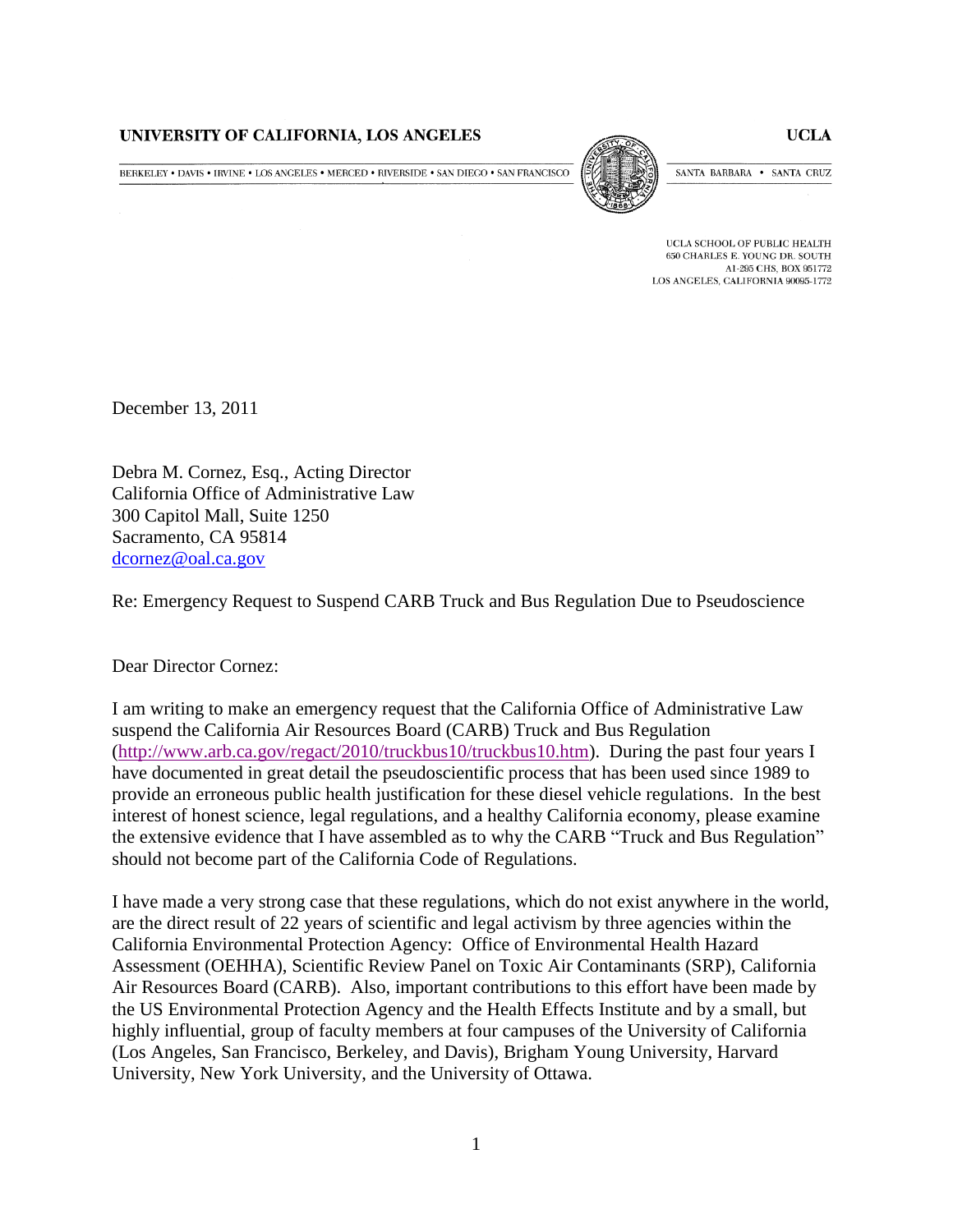**UNIVERSITY OF CALIFORNIA, LOS ANGELES** **UCLA**

BERKELEY • DAVIS • IRVINE • LOS ANGELES • MERCED • RIVERSIDE • SAN DIEGO • SAN FRANCISCO SANTA BARBARA • SANTA CRUZ

UCLA SCHOOL OF PUBLIC HEALTH
650 CHARLES E. YOUNG DR. SOUTH
A1-295 CHS, BOX 951772
LOS ANGELES, CALIFORNIA 90095-1772

December 13, 2011

Debra M. Cornez, Esq., Acting Director
California Office of Administrative Law
300 Capitol Mall, Suite 1250
Sacramento, CA 95814
dcornez@oal.ca.gov

Re: Emergency Request to Suspend CARB Truck and Bus Regulation Due to Pseudoscience

Dear Director Cornez:

I am writing to make an emergency request that the California Office of Administrative Law suspend the California Air Resources Board (CARB) Truck and Bus Regulation (http://www.arb.ca.gov/regact/2010/truckbus10/truckbus10.htm). During the past four years I have documented in great detail the pseudoscientific process that has been used since 1989 to provide an erroneous public health justification for these diesel vehicle regulations. In the best interest of honest science, legal regulations, and a healthy California economy, please examine the extensive evidence that I have assembled as to why the CARB "Truck and Bus Regulation" should not become part of the California Code of Regulations.

I have made a very strong case that these regulations, which do not exist anywhere in the world, are the direct result of 22 years of scientific and legal activism by three agencies within the California Environmental Protection Agency: Office of Environmental Health Hazard Assessment (OEHHA), Scientific Review Panel on Toxic Air Contaminants (SRP), California Air Resources Board (CARB). Also, important contributions to this effort have been made by the US Environmental Protection Agency and the Health Effects Institute and by a small, but highly influential, group of faculty members at four campuses of the University of California (Los Angeles, San Francisco, Berkeley, and Davis), Brigham Young University, Harvard University, New York University, and the University of Ottawa.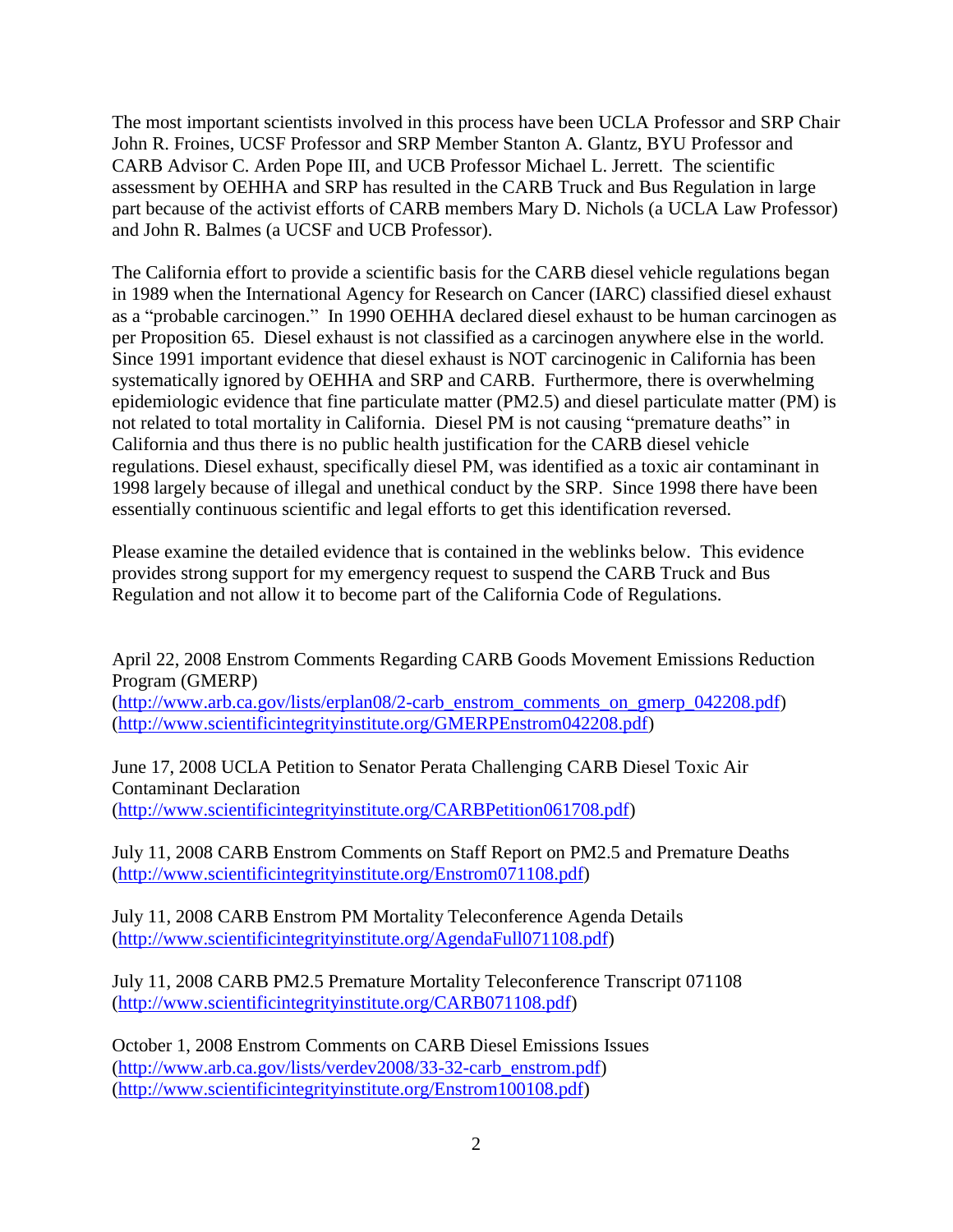The most important scientists involved in this process have been UCLA Professor and SRP Chair John R. Froines, UCSF Professor and SRP Member Stanton A. Glantz, BYU Professor and CARB Advisor C. Arden Pope III, and UCB Professor Michael L. Jerrett. The scientific assessment by OEHHA and SRP has resulted in the CARB Truck and Bus Regulation in large part because of the activist efforts of CARB members Mary D. Nichols (a UCLA Law Professor) and John R. Balmes (a UCSF and UCB Professor).

The California effort to provide a scientific basis for the CARB diesel vehicle regulations began in 1989 when the International Agency for Research on Cancer (IARC) classified diesel exhaust as a "probable carcinogen." In 1990 OEHHA declared diesel exhaust to be human carcinogen as per Proposition 65. Diesel exhaust is not classified as a carcinogen anywhere else in the world. Since 1991 important evidence that diesel exhaust is NOT carcinogenic in California has been systematically ignored by OEHHA and SRP and CARB. Furthermore, there is overwhelming epidemiologic evidence that fine particulate matter (PM2.5) and diesel particulate matter (PM) is not related to total mortality in California. Diesel PM is not causing "premature deaths" in California and thus there is no public health justification for the CARB diesel vehicle regulations. Diesel exhaust, specifically diesel PM, was identified as a toxic air contaminant in 1998 largely because of illegal and unethical conduct by the SRP. Since 1998 there have been essentially continuous scientific and legal efforts to get this identification reversed.

Please examine the detailed evidence that is contained in the weblinks below. This evidence provides strong support for my emergency request to suspend the CARB Truck and Bus Regulation and not allow it to become part of the California Code of Regulations.

April 22, 2008 Enstrom Comments Regarding CARB Goods Movement Emissions Reduction Program (GMERP)
(http://www.arb.ca.gov/lists/erplan08/2-carb_enstrom_comments_on_gmerp_042208.pdf)
(http://www.scientificintegrityinstitute.org/GMERPEnstrom042208.pdf)

June 17, 2008 UCLA Petition to Senator Perata Challenging CARB Diesel Toxic Air Contaminant Declaration
(http://www.scientificintegrityinstitute.org/CARBPetition061708.pdf)

July 11, 2008 CARB Enstrom Comments on Staff Report on PM2.5 and Premature Deaths
(http://www.scientificintegrityinstitute.org/Enstrom071108.pdf)

July 11, 2008 CARB Enstrom PM Mortality Teleconference Agenda Details
(http://www.scientificintegrityinstitute.org/AgendaFull071108.pdf)

July 11, 2008 CARB PM2.5 Premature Mortality Teleconference Transcript 071108
(http://www.scientificintegrityinstitute.org/CARB071108.pdf)

October 1, 2008 Enstrom Comments on CARB Diesel Emissions Issues
(http://www.arb.ca.gov/lists/verdev2008/33-32-carb_enstrom.pdf)
(http://www.scientificintegrityinstitute.org/Enstrom100108.pdf)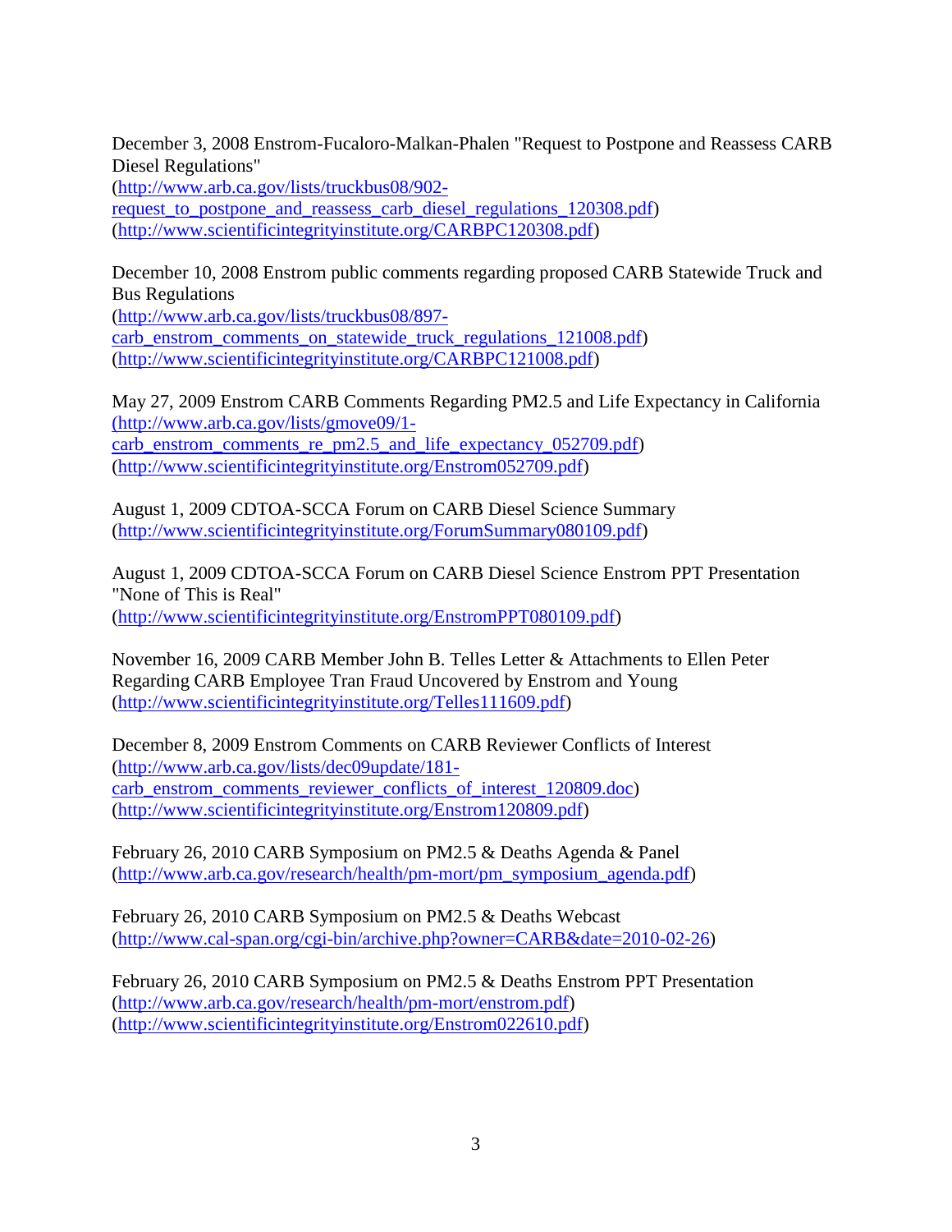December 3, 2008 Enstrom-Fucaloro-Malkan-Phalen "Request to Postpone and Reassess CARB Diesel Regulations"
(http://www.arb.ca.gov/lists/truckbus08/902-request_to_postpone_and_reassess_carb_diesel_regulations_120308.pdf)
(http://www.scientificintegrityinstitute.org/CARBPC120308.pdf)

December 10, 2008 Enstrom public comments regarding proposed CARB Statewide Truck and Bus Regulations
(http://www.arb.ca.gov/lists/truckbus08/897-carb_enstrom_comments_on_statewide_truck_regulations_121008.pdf)
(http://www.scientificintegrityinstitute.org/CARBPC121008.pdf)

May 27, 2009 Enstrom CARB Comments Regarding PM2.5 and Life Expectancy in California
(http://www.arb.ca.gov/lists/gmove09/1-carb_enstrom_comments_re_pm2.5_and_life_expectancy_052709.pdf)
(http://www.scientificintegrityinstitute.org/Enstrom052709.pdf)

August 1, 2009 CDTOA-SCCA Forum on CARB Diesel Science Summary
(http://www.scientificintegrityinstitute.org/ForumSummary080109.pdf)

August 1, 2009 CDTOA-SCCA Forum on CARB Diesel Science Enstrom PPT Presentation "None of This is Real"
(http://www.scientificintegrityinstitute.org/EnstromPPT080109.pdf)

November 16, 2009 CARB Member John B. Telles Letter & Attachments to Ellen Peter Regarding CARB Employee Tran Fraud Uncovered by Enstrom and Young
(http://www.scientificintegrityinstitute.org/Telles111609.pdf)

December 8, 2009 Enstrom Comments on CARB Reviewer Conflicts of Interest
(http://www.arb.ca.gov/lists/dec09update/181-carb_enstrom_comments_reviewer_conflicts_of_interest_120809.doc)
(http://www.scientificintegrityinstitute.org/Enstrom120809.pdf)

February 26, 2010 CARB Symposium on PM2.5 & Deaths Agenda & Panel
(http://www.arb.ca.gov/research/health/pm-mort/pm_symposium_agenda.pdf)

February 26, 2010 CARB Symposium on PM2.5 & Deaths Webcast
(http://www.cal-span.org/cgi-bin/archive.php?owner=CARB&date=2010-02-26)

February 26, 2010 CARB Symposium on PM2.5 & Deaths Enstrom PPT Presentation
(http://www.arb.ca.gov/research/health/pm-mort/enstrom.pdf)
(http://www.scientificintegrityinstitute.org/Enstrom022610.pdf)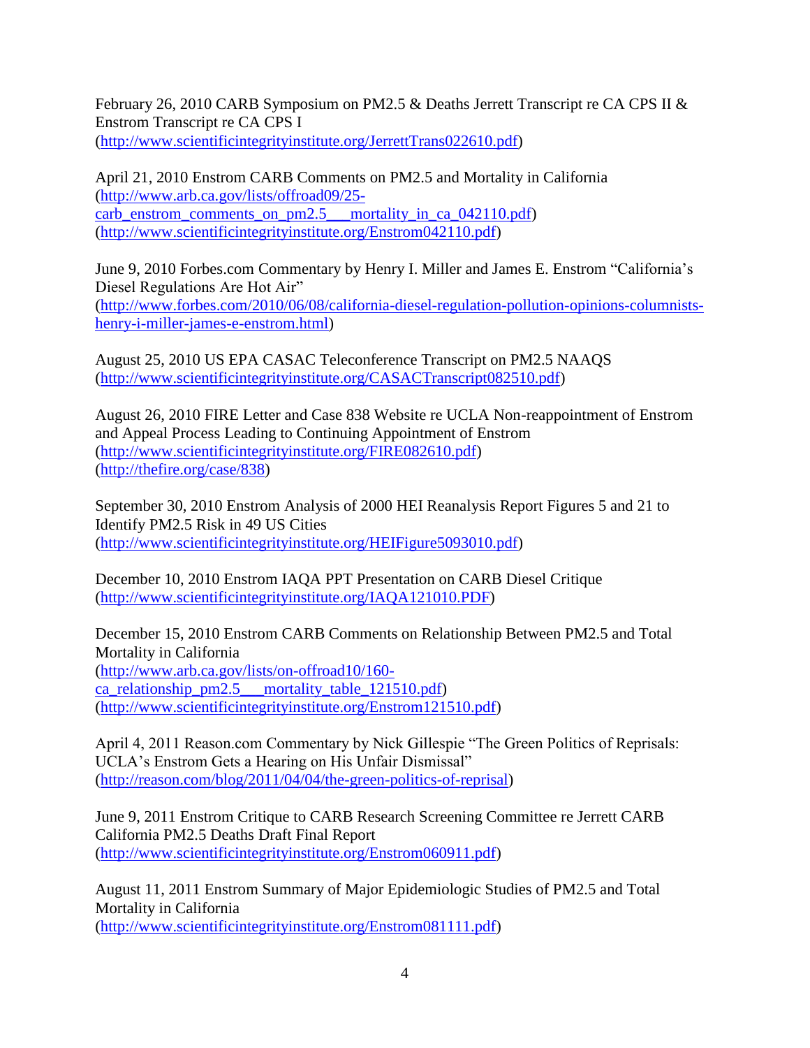February 26, 2010 CARB Symposium on PM2.5 & Deaths Jerrett Transcript re CA CPS II & Enstrom Transcript re CA CPS I
(http://www.scientificintegrityinstitute.org/JerrettTrans022610.pdf)

April 21, 2010 Enstrom CARB Comments on PM2.5 and Mortality in California
(http://www.arb.ca.gov/lists/offroad09/25-carb_enstrom_comments_on_pm2.5___mortality_in_ca_042110.pdf)
(http://www.scientificintegrityinstitute.org/Enstrom042110.pdf)

June 9, 2010 Forbes.com Commentary by Henry I. Miller and James E. Enstrom "California's Diesel Regulations Are Hot Air"
(http://www.forbes.com/2010/06/08/california-diesel-regulation-pollution-opinions-columnists-henry-i-miller-james-e-enstrom.html)

August 25, 2010 US EPA CASAC Teleconference Transcript on PM2.5 NAAQS
(http://www.scientificintegrityinstitute.org/CASACTranscript082510.pdf)

August 26, 2010 FIRE Letter and Case 838 Website re UCLA Non-reappointment of Enstrom and Appeal Process Leading to Continuing Appointment of Enstrom
(http://www.scientificintegrityinstitute.org/FIRE082610.pdf)
(http://thefire.org/case/838)

September 30, 2010 Enstrom Analysis of 2000 HEI Reanalysis Report Figures 5 and 21 to Identify PM2.5 Risk in 49 US Cities
(http://www.scientificintegrityinstitute.org/HEIFigure5093010.pdf)

December 10, 2010 Enstrom IAQA PPT Presentation on CARB Diesel Critique
(http://www.scientificintegrityinstitute.org/IAQA121010.PDF)

December 15, 2010 Enstrom CARB Comments on Relationship Between PM2.5 and Total Mortality in California
(http://www.arb.ca.gov/lists/on-offroad10/160-ca_relationship_pm2.5___mortality_table_121510.pdf)
(http://www.scientificintegrityinstitute.org/Enstrom121510.pdf)

April 4, 2011 Reason.com Commentary by Nick Gillespie "The Green Politics of Reprisals: UCLA's Enstrom Gets a Hearing on His Unfair Dismissal"
(http://reason.com/blog/2011/04/04/the-green-politics-of-reprisal)

June 9, 2011 Enstrom Critique to CARB Research Screening Committee re Jerrett CARB California PM2.5 Deaths Draft Final Report
(http://www.scientificintegrityinstitute.org/Enstrom060911.pdf)

August 11, 2011 Enstrom Summary of Major Epidemiologic Studies of PM2.5 and Total Mortality in California
(http://www.scientificintegrityinstitute.org/Enstrom081111.pdf)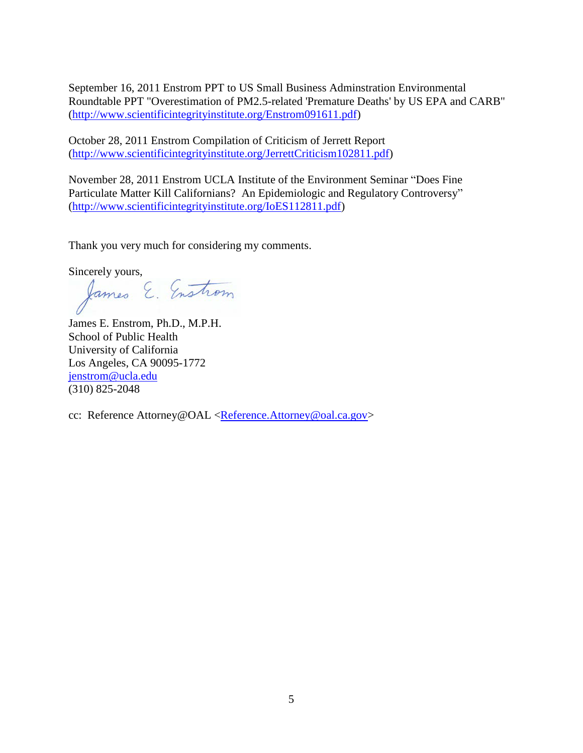September 16, 2011 Enstrom PPT to US Small Business Adminstration Environmental Roundtable PPT "Overestimation of PM2.5-related 'Premature Deaths' by US EPA and CARB" (http://www.scientificintegrityinstitute.org/Enstrom091611.pdf)

October 28, 2011 Enstrom Compilation of Criticism of Jerrett Report (http://www.scientificintegrityinstitute.org/JerrettCriticism102811.pdf)

November 28, 2011 Enstrom UCLA Institute of the Environment Seminar "Does Fine Particulate Matter Kill Californians? An Epidemiologic and Regulatory Controversy" (http://www.scientificintegrityinstitute.org/IoES112811.pdf)

Thank you very much for considering my comments.

Sincerely yours,

James E. Enstrom

James E. Enstrom, Ph.D., M.P.H.
School of Public Health
University of California
Los Angeles, CA 90095-1772
jenstrom@ucla.edu
(310) 825-2048

cc: Reference Attorney@OAL <Reference.Attorney@oal.ca.gov>